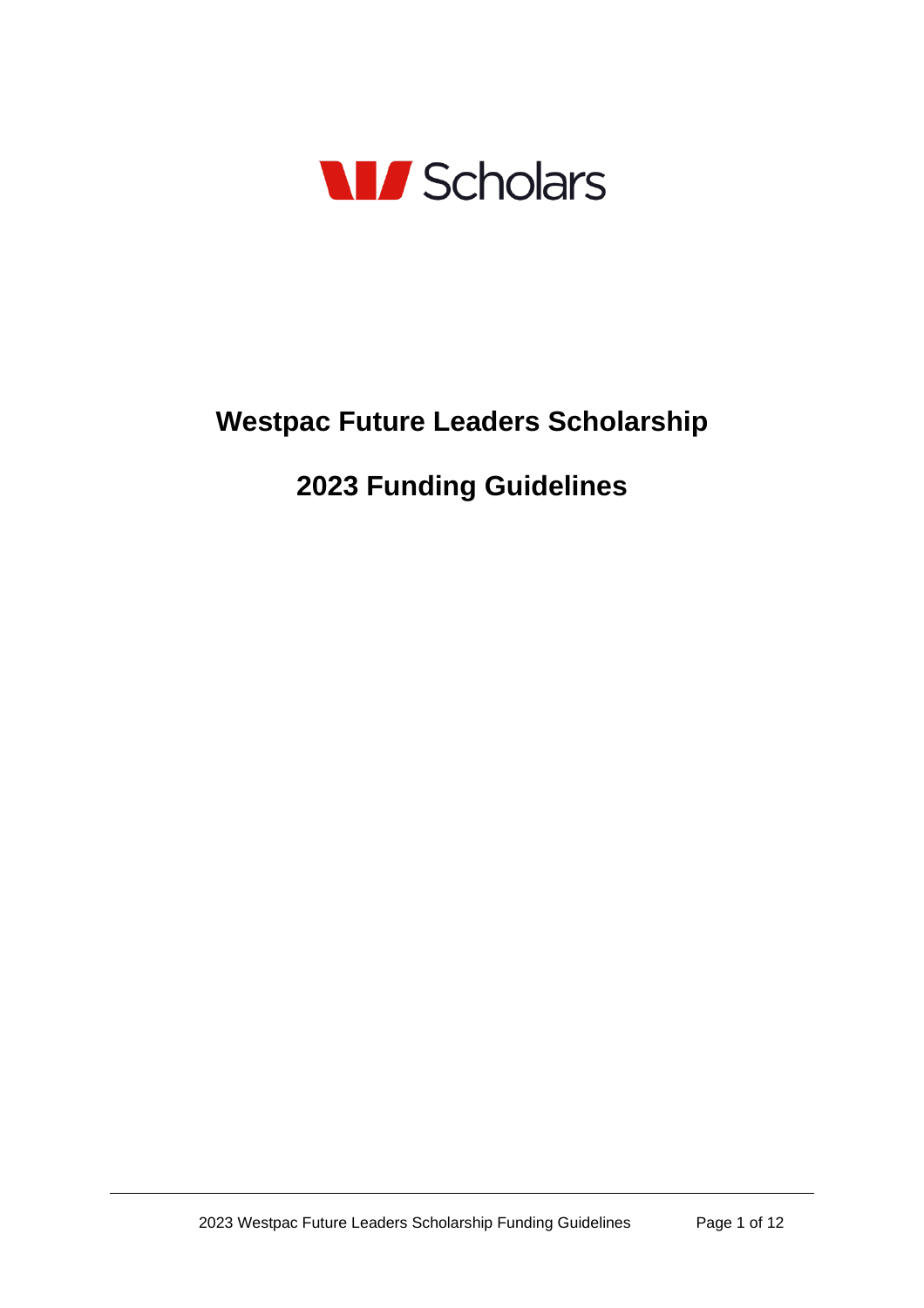Scholars

# Westpac Future Leaders Scholarship

# 2023 Funding Guidelines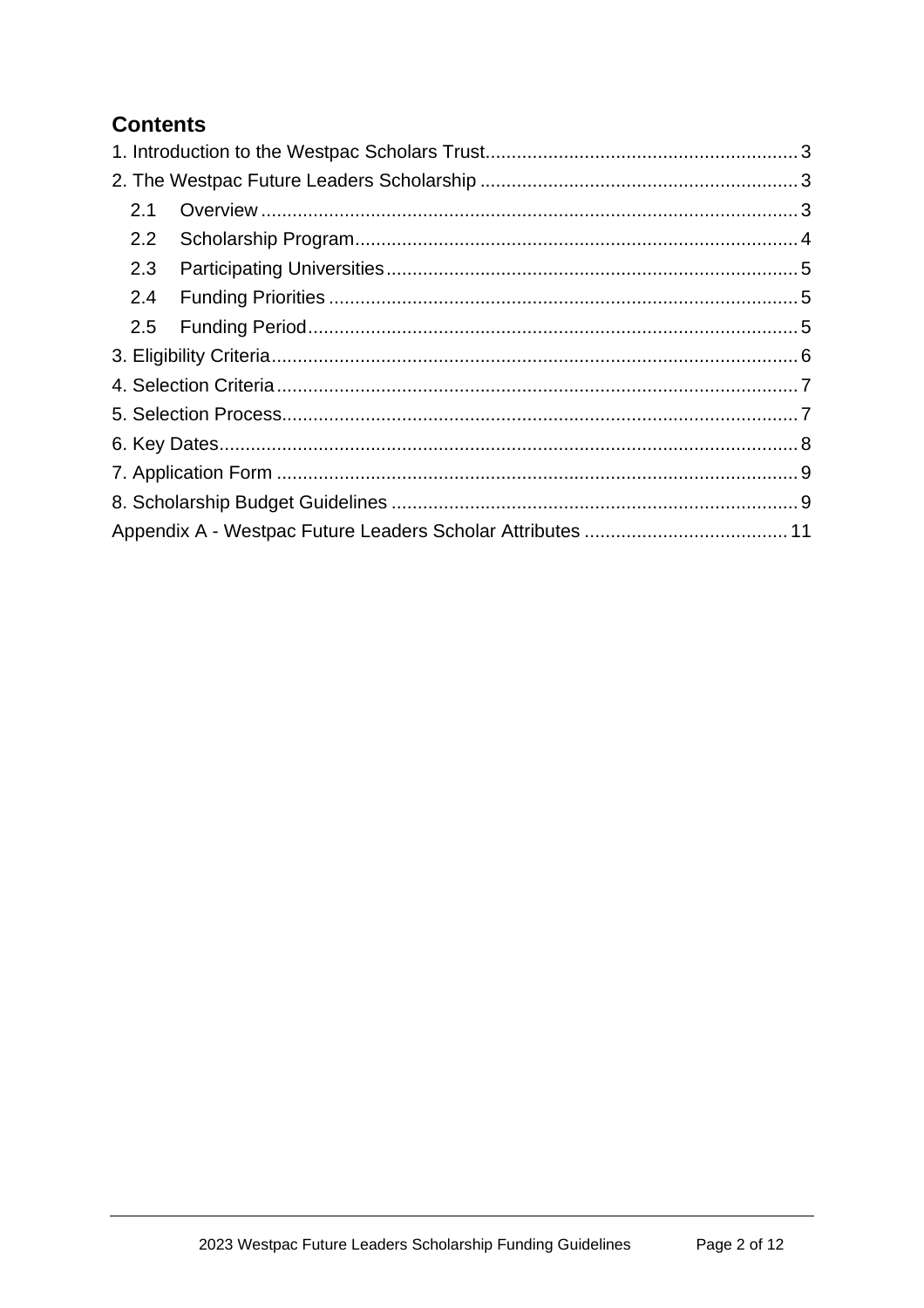## Contents

1. Introduction to the Westpac Scholars Trust ... 3
2. The Westpac Future Leaders Scholarship ... 3
   - 2.1 Overview ... 3
   - 2.2 Scholarship Program ... 4
   - 2.3 Participating Universities ... 5
   - 2.4 Funding Priorities ... 5
   - 2.5 Funding Period ... 5
3. Eligibility Criteria ... 6
4. Selection Criteria ... 7
5. Selection Process ... 7
6. Key Dates ... 8
7. Application Form ... 9
8. Scholarship Budget Guidelines ... 9

Appendix A - Westpac Future Leaders Scholar Attributes ... 11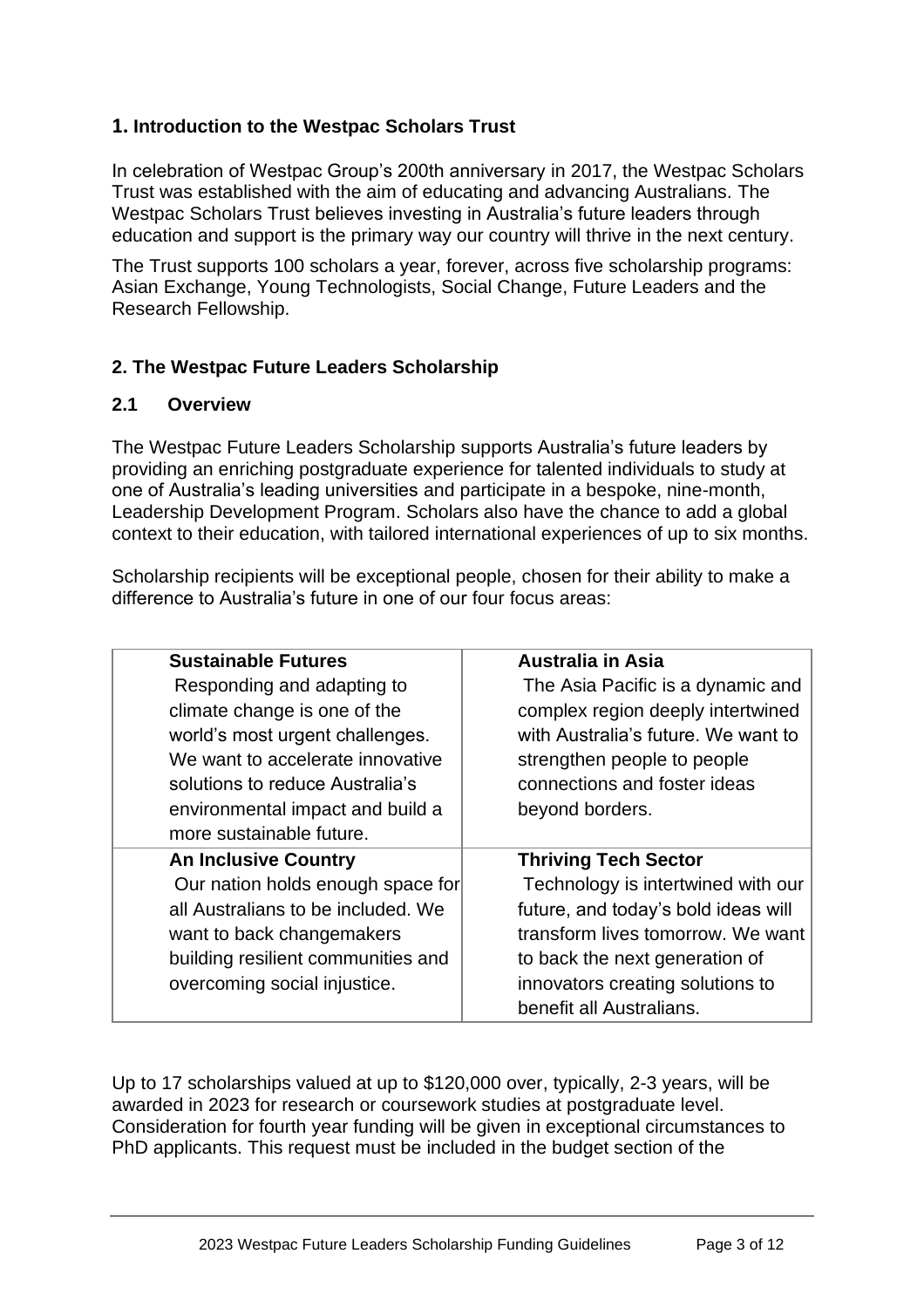## 1. Introduction to the Westpac Scholars Trust

In celebration of Westpac Group's 200th anniversary in 2017, the Westpac Scholars Trust was established with the aim of educating and advancing Australians. The Westpac Scholars Trust believes investing in Australia's future leaders through education and support is the primary way our country will thrive in the next century.

The Trust supports 100 scholars a year, forever, across five scholarship programs: Asian Exchange, Young Technologists, Social Change, Future Leaders and the Research Fellowship.

## 2. The Westpac Future Leaders Scholarship

### 2.1 Overview

The Westpac Future Leaders Scholarship supports Australia's future leaders by providing an enriching postgraduate experience for talented individuals to study at one of Australia's leading universities and participate in a bespoke, nine-month, Leadership Development Program. Scholars also have the chance to add a global context to their education, with tailored international experiences of up to six months.

Scholarship recipients will be exceptional people, chosen for their ability to make a difference to Australia's future in one of our four focus areas:

| | |
|---|---|
| **Sustainable Futures**<br>Responding and adapting to climate change is one of the world's most urgent challenges. We want to accelerate innovative solutions to reduce Australia's environmental impact and build a more sustainable future. | **Australia in Asia**<br>The Asia Pacific is a dynamic and complex region deeply intertwined with Australia's future. We want to strengthen people to people connections and foster ideas beyond borders. |
| **An Inclusive Country**<br>Our nation holds enough space for all Australians to be included. We want to back changemakers building resilient communities and overcoming social injustice. | **Thriving Tech Sector**<br>Technology is intertwined with our future, and today's bold ideas will transform lives tomorrow. We want to back the next generation of innovators creating solutions to benefit all Australians. |

Up to 17 scholarships valued at up to $120,000 over, typically, 2-3 years, will be awarded in 2023 for research or coursework studies at postgraduate level. Consideration for fourth year funding will be given in exceptional circumstances to PhD applicants. This request must be included in the budget section of the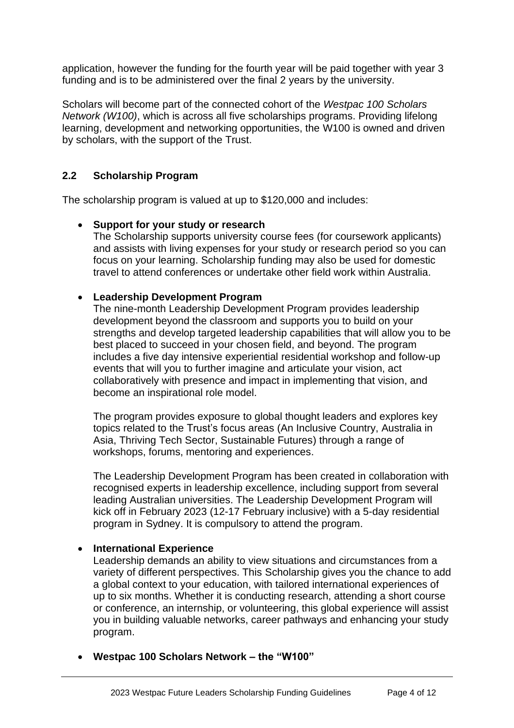application, however the funding for the fourth year will be paid together with year 3 funding and is to be administered over the final 2 years by the university.

Scholars will become part of the connected cohort of the *Westpac 100 Scholars Network (W100)*, which is across all five scholarships programs. Providing lifelong learning, development and networking opportunities, the W100 is owned and driven by scholars, with the support of the Trust.

## 2.2 Scholarship Program

The scholarship program is valued at up to $120,000 and includes:

- **Support for your study or research**
  The Scholarship supports university course fees (for coursework applicants) and assists with living expenses for your study or research period so you can focus on your learning. Scholarship funding may also be used for domestic travel to attend conferences or undertake other field work within Australia.

- **Leadership Development Program**
  The nine-month Leadership Development Program provides leadership development beyond the classroom and supports you to build on your strengths and develop targeted leadership capabilities that will allow you to be best placed to succeed in your chosen field, and beyond. The program includes a five day intensive experiential residential workshop and follow-up events that will you to further imagine and articulate your vision, act collaboratively with presence and impact in implementing that vision, and become an inspirational role model.

  The program provides exposure to global thought leaders and explores key topics related to the Trust's focus areas (An Inclusive Country, Australia in Asia, Thriving Tech Sector, Sustainable Futures) through a range of workshops, forums, mentoring and experiences.

  The Leadership Development Program has been created in collaboration with recognised experts in leadership excellence, including support from several leading Australian universities. The Leadership Development Program will kick off in February 2023 (12-17 February inclusive) with a 5-day residential program in Sydney. It is compulsory to attend the program.

- **International Experience**
  Leadership demands an ability to view situations and circumstances from a variety of different perspectives. This Scholarship gives you the chance to add a global context to your education, with tailored international experiences of up to six months. Whether it is conducting research, attending a short course or conference, an internship, or volunteering, this global experience will assist you in building valuable networks, career pathways and enhancing your study program.

- **Westpac 100 Scholars Network – the "W100"**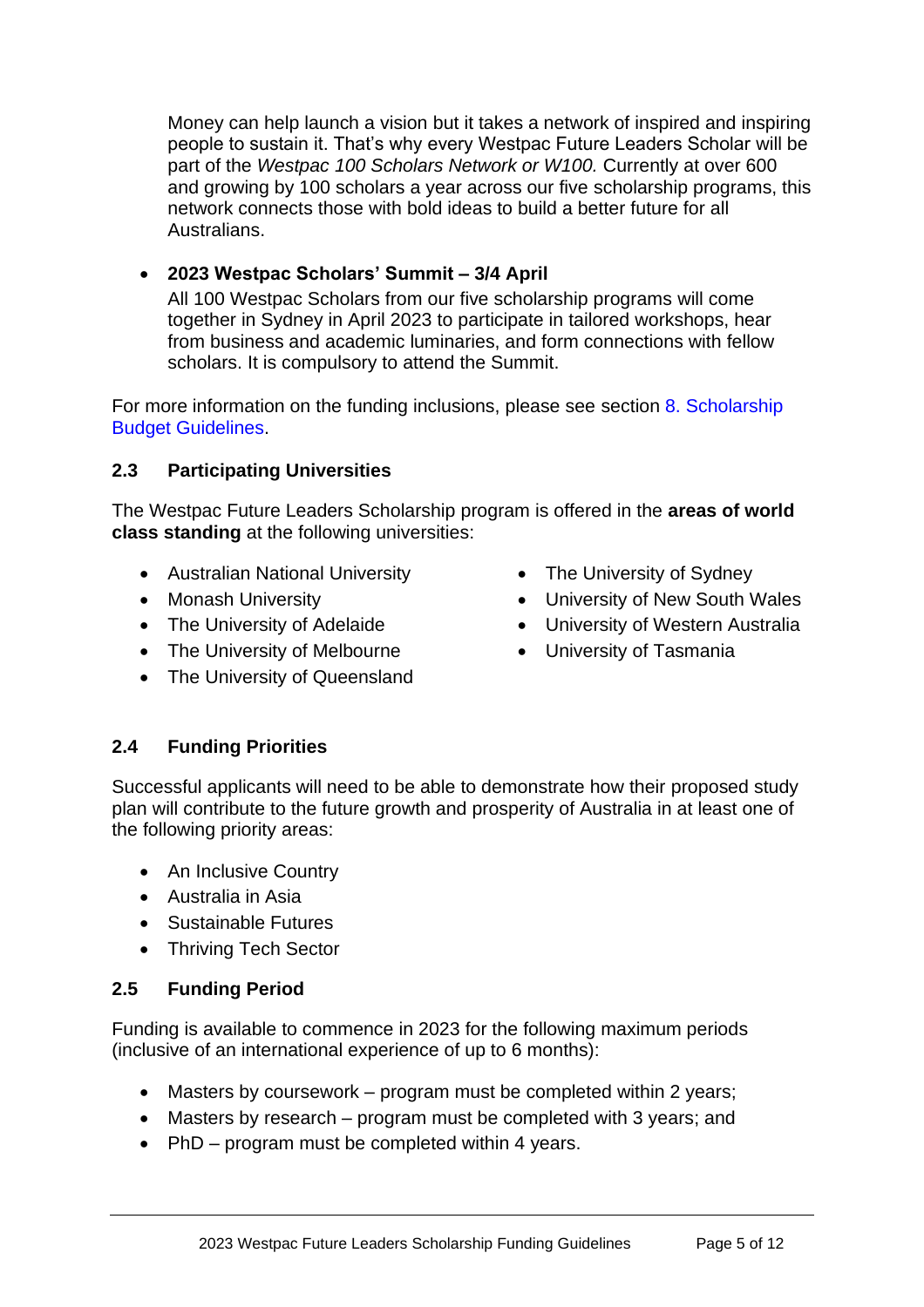Money can help launch a vision but it takes a network of inspired and inspiring people to sustain it. That's why every Westpac Future Leaders Scholar will be part of the *Westpac 100 Scholars Network or W100.* Currently at over 600 and growing by 100 scholars a year across our five scholarship programs, this network connects those with bold ideas to build a better future for all Australians.

- **2023 Westpac Scholars' Summit – 3/4 April**
  All 100 Westpac Scholars from our five scholarship programs will come together in Sydney in April 2023 to participate in tailored workshops, hear from business and academic luminaries, and form connections with fellow scholars. It is compulsory to attend the Summit.

For more information on the funding inclusions, please see section 8. Scholarship Budget Guidelines.

### 2.3 Participating Universities

The Westpac Future Leaders Scholarship program is offered in the **areas of world class standing** at the following universities:

- Australian National University
- Monash University
- The University of Adelaide
- The University of Melbourne
- The University of Queensland
- The University of Sydney
- University of New South Wales
- University of Western Australia
- University of Tasmania

### 2.4 Funding Priorities

Successful applicants will need to be able to demonstrate how their proposed study plan will contribute to the future growth and prosperity of Australia in at least one of the following priority areas:

- An Inclusive Country
- Australia in Asia
- Sustainable Futures
- Thriving Tech Sector

### 2.5 Funding Period

Funding is available to commence in 2023 for the following maximum periods (inclusive of an international experience of up to 6 months):

- Masters by coursework – program must be completed within 2 years;
- Masters by research – program must be completed with 3 years; and
- PhD – program must be completed within 4 years.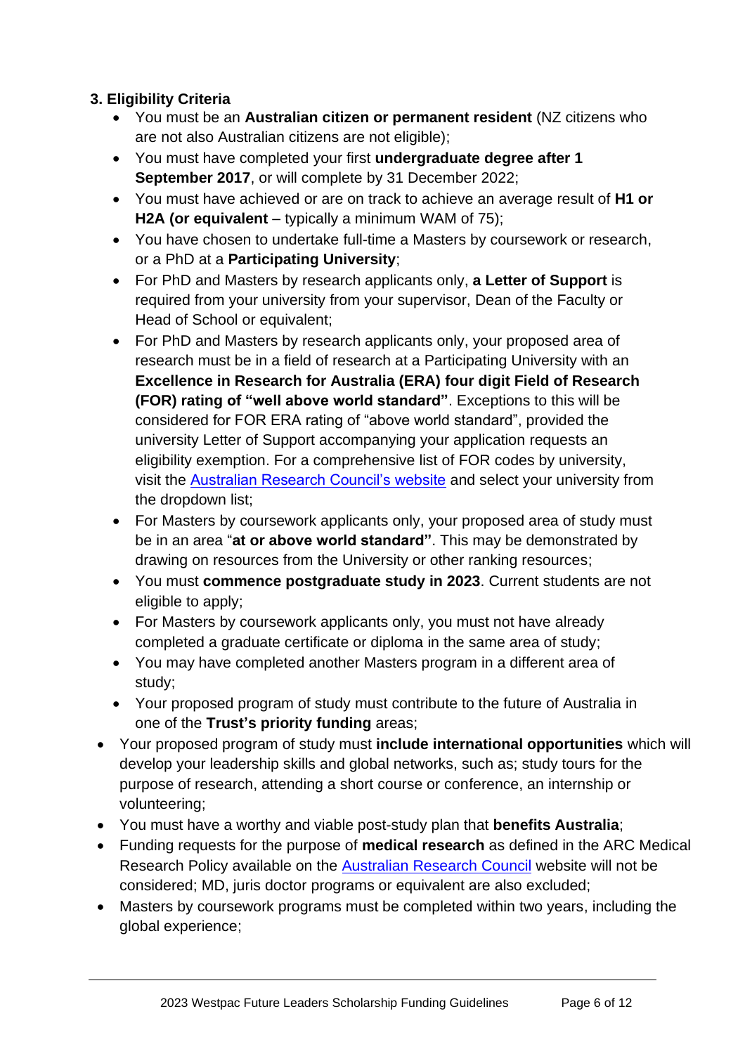### 3. Eligibility Criteria

- You must be an **Australian citizen or permanent resident** (NZ citizens who are not also Australian citizens are not eligible);
- You must have completed your first **undergraduate degree after 1 September 2017**, or will complete by 31 December 2022;
- You must have achieved or are on track to achieve an average result of **H1 or H2A (or equivalent** – typically a minimum WAM of 75);
- You have chosen to undertake full-time a Masters by coursework or research, or a PhD at a **Participating University**;
- For PhD and Masters by research applicants only, **a Letter of Support** is required from your university from your supervisor, Dean of the Faculty or Head of School or equivalent;
- For PhD and Masters by research applicants only, your proposed area of research must be in a field of research at a Participating University with an **Excellence in Research for Australia (ERA) four digit Field of Research (FOR) rating of "well above world standard"**. Exceptions to this will be considered for FOR ERA rating of "above world standard", provided the university Letter of Support accompanying your application requests an eligibility exemption. For a comprehensive list of FOR codes by university, visit the [Australian Research Council's website]() and select your university from the dropdown list;
- For Masters by coursework applicants only, your proposed area of study must be in an area "**at or above world standard"**. This may be demonstrated by drawing on resources from the University or other ranking resources;
- You must **commence postgraduate study in 2023**. Current students are not eligible to apply;
- For Masters by coursework applicants only, you must not have already completed a graduate certificate or diploma in the same area of study;
- You may have completed another Masters program in a different area of study;
- Your proposed program of study must contribute to the future of Australia in one of the **Trust's priority funding** areas;
- Your proposed program of study must **include international opportunities** which will develop your leadership skills and global networks, such as; study tours for the purpose of research, attending a short course or conference, an internship or volunteering;
- You must have a worthy and viable post-study plan that **benefits Australia**;
- Funding requests for the purpose of **medical research** as defined in the ARC Medical Research Policy available on the [Australian Research Council]() website will not be considered; MD, juris doctor programs or equivalent are also excluded;
- Masters by coursework programs must be completed within two years, including the global experience;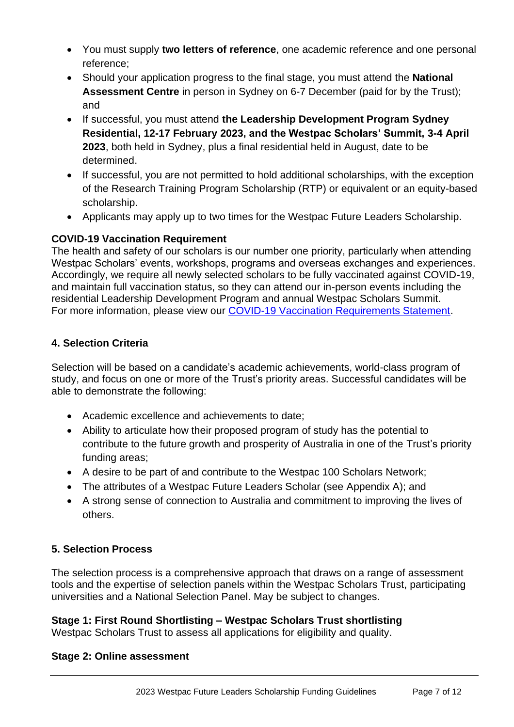- You must supply **two letters of reference**, one academic reference and one personal reference;
- Should your application progress to the final stage, you must attend the **National Assessment Centre** in person in Sydney on 6-7 December (paid for by the Trust); and
- If successful, you must attend **the Leadership Development Program Sydney Residential, 12-17 February 2023, and the Westpac Scholars' Summit, 3-4 April 2023**, both held in Sydney, plus a final residential held in August, date to be determined.
- If successful, you are not permitted to hold additional scholarships, with the exception of the Research Training Program Scholarship (RTP) or equivalent or an equity-based scholarship.
- Applicants may apply up to two times for the Westpac Future Leaders Scholarship.

**COVID-19 Vaccination Requirement**

The health and safety of our scholars is our number one priority, particularly when attending Westpac Scholars' events, workshops, programs and overseas exchanges and experiences. Accordingly, we require all newly selected scholars to be fully vaccinated against COVID-19, and maintain full vaccination status, so they can attend our in-person events including the residential Leadership Development Program and annual Westpac Scholars Summit. For more information, please view our [COVID-19 Vaccination Requirements Statement](#).

## 4. Selection Criteria

Selection will be based on a candidate's academic achievements, world-class program of study, and focus on one or more of the Trust's priority areas. Successful candidates will be able to demonstrate the following:

- Academic excellence and achievements to date;
- Ability to articulate how their proposed program of study has the potential to contribute to the future growth and prosperity of Australia in one of the Trust's priority funding areas;
- A desire to be part of and contribute to the Westpac 100 Scholars Network;
- The attributes of a Westpac Future Leaders Scholar (see Appendix A); and
- A strong sense of connection to Australia and commitment to improving the lives of others.

## 5. Selection Process

The selection process is a comprehensive approach that draws on a range of assessment tools and the expertise of selection panels within the Westpac Scholars Trust, participating universities and a National Selection Panel. May be subject to changes.

**Stage 1: First Round Shortlisting – Westpac Scholars Trust shortlisting**

Westpac Scholars Trust to assess all applications for eligibility and quality.

**Stage 2: Online assessment**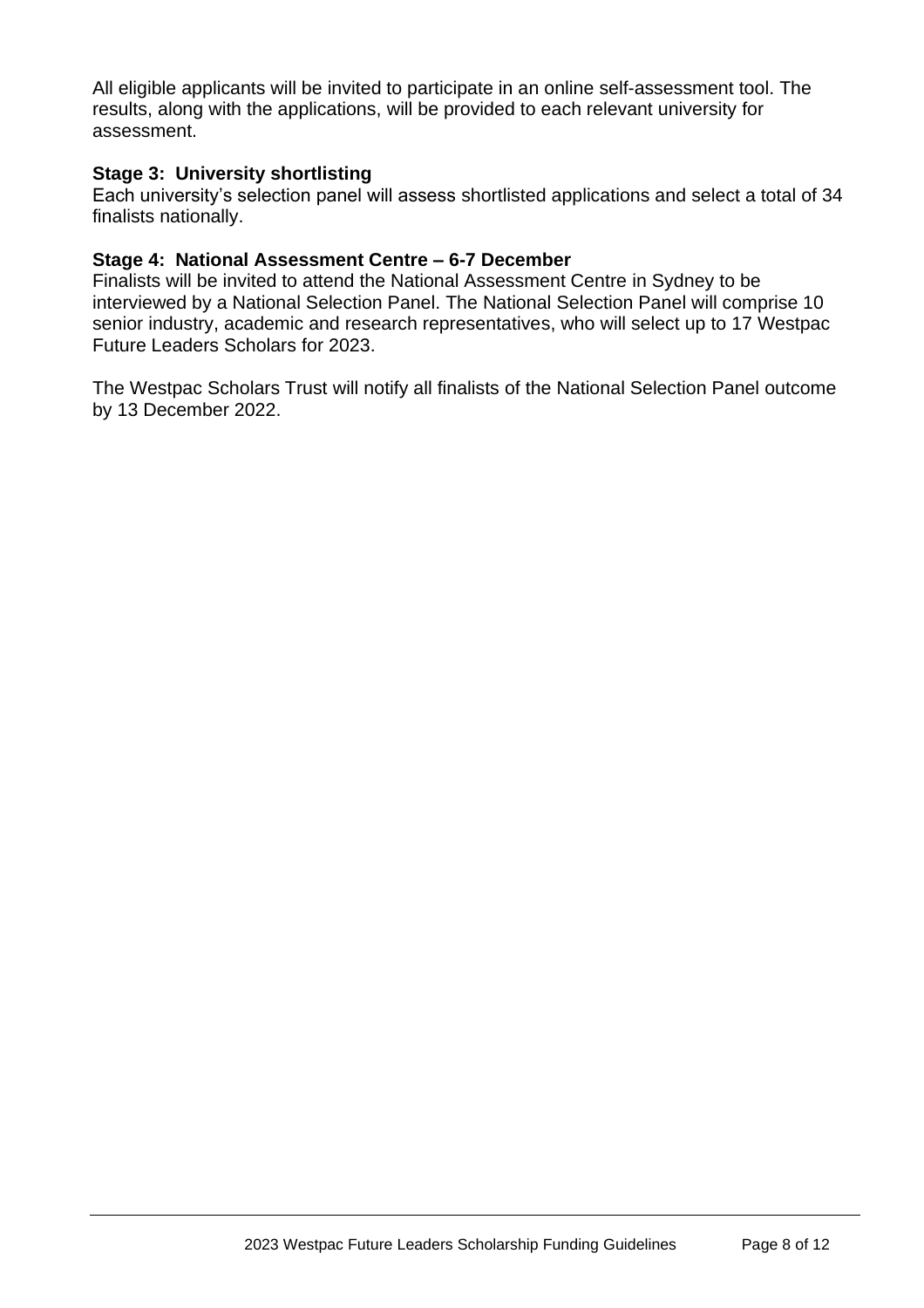All eligible applicants will be invited to participate in an online self-assessment tool. The results, along with the applications, will be provided to each relevant university for assessment.

### Stage 3: University shortlisting

Each university's selection panel will assess shortlisted applications and select a total of 34 finalists nationally.

### Stage 4: National Assessment Centre – 6-7 December

Finalists will be invited to attend the National Assessment Centre in Sydney to be interviewed by a National Selection Panel. The National Selection Panel will comprise 10 senior industry, academic and research representatives, who will select up to 17 Westpac Future Leaders Scholars for 2023.

The Westpac Scholars Trust will notify all finalists of the National Selection Panel outcome by 13 December 2022.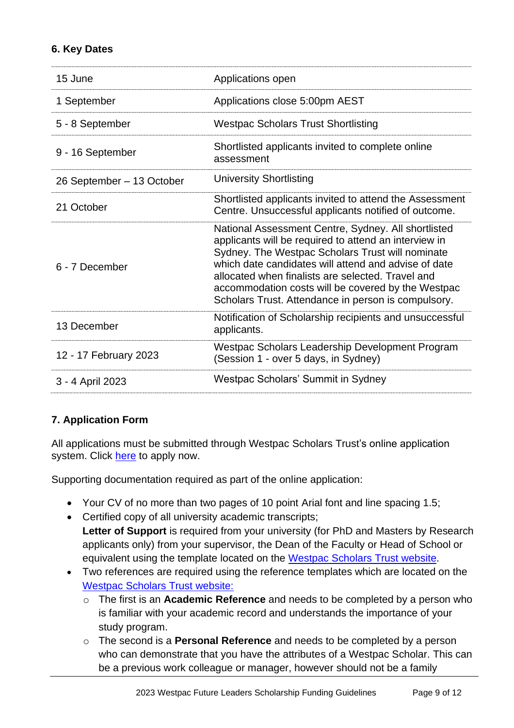### 6. Key Dates

| | |
|---|---|
| 15 June | Applications open |
| 1 September | Applications close 5:00pm AEST |
| 5 - 8 September | Westpac Scholars Trust Shortlisting |
| 9 - 16 September | Shortlisted applicants invited to complete online assessment |
| 26 September – 13 October | University Shortlisting |
| 21 October | Shortlisted applicants invited to attend the Assessment Centre. Unsuccessful applicants notified of outcome. |
| 6 - 7 December | National Assessment Centre, Sydney. All shortlisted applicants will be required to attend an interview in Sydney. The Westpac Scholars Trust will nominate which date candidates will attend and advise of date allocated when finalists are selected. Travel and accommodation costs will be covered by the Westpac Scholars Trust. Attendance in person is compulsory. |
| 13 December | Notification of Scholarship recipients and unsuccessful applicants. |
| 12 - 17 February 2023 | Westpac Scholars Leadership Development Program (Session 1 - over 5 days, in Sydney) |
| 3 - 4 April 2023 | Westpac Scholars' Summit in Sydney |

### 7. Application Form

All applications must be submitted through Westpac Scholars Trust's online application system. Click here to apply now.

Supporting documentation required as part of the online application:

- Your CV of no more than two pages of 10 point Arial font and line spacing 1.5;
- Certified copy of all university academic transcripts;
  **Letter of Support** is required from your university (for PhD and Masters by Research applicants only) from your supervisor, the Dean of the Faculty or Head of School or equivalent using the template located on the Westpac Scholars Trust website.
- Two references are required using the reference templates which are located on the Westpac Scholars Trust website:
  - The first is an **Academic Reference** and needs to be completed by a person who is familiar with your academic record and understands the importance of your study program.
  - The second is a **Personal Reference** and needs to be completed by a person who can demonstrate that you have the attributes of a Westpac Scholar. This can be a previous work colleague or manager, however should not be a family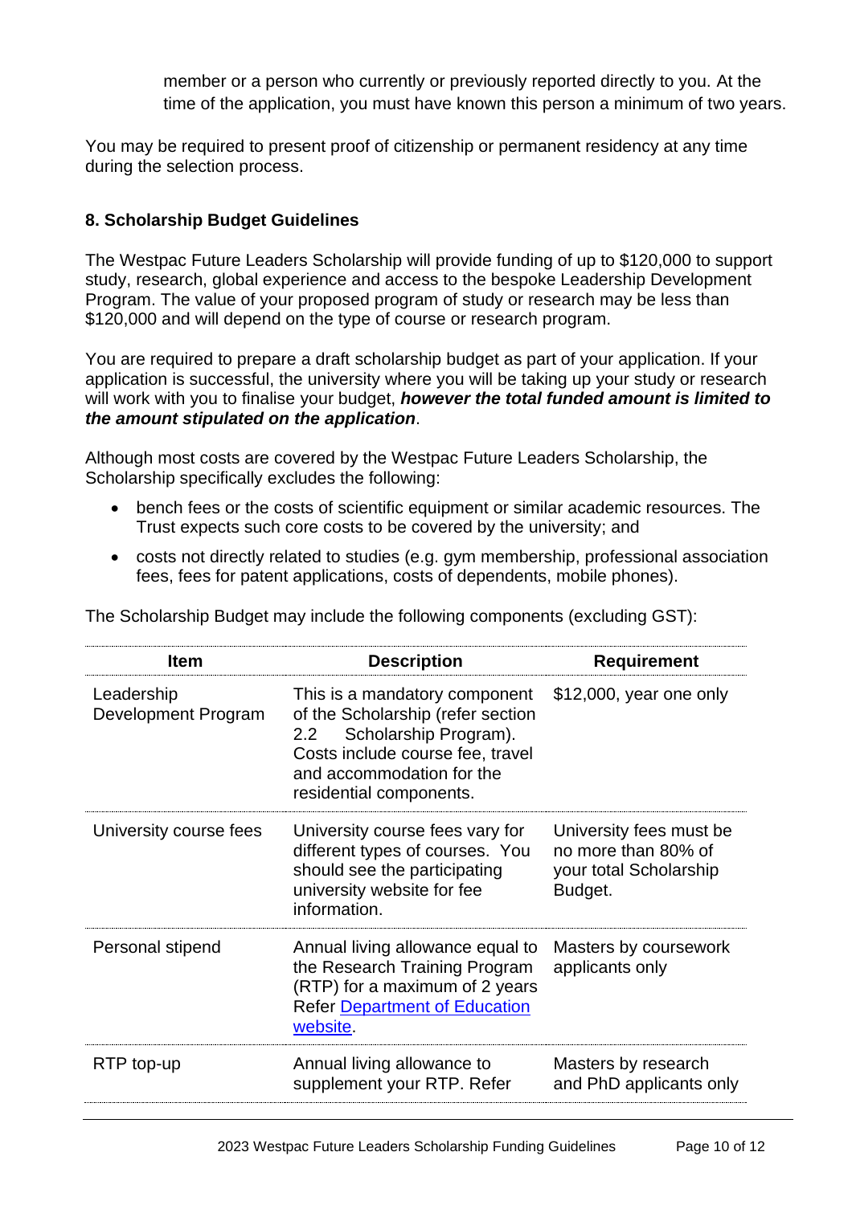member or a person who currently or previously reported directly to you. At the time of the application, you must have known this person a minimum of two years.

You may be required to present proof of citizenship or permanent residency at any time during the selection process.

### 8. Scholarship Budget Guidelines

The Westpac Future Leaders Scholarship will provide funding of up to $120,000 to support study, research, global experience and access to the bespoke Leadership Development Program. The value of your proposed program of study or research may be less than $120,000 and will depend on the type of course or research program.

You are required to prepare a draft scholarship budget as part of your application. If your application is successful, the university where you will be taking up your study or research will work with you to finalise your budget, ***however the total funded amount is limited to the amount stipulated on the application***.

Although most costs are covered by the Westpac Future Leaders Scholarship, the Scholarship specifically excludes the following:

- bench fees or the costs of scientific equipment or similar academic resources. The Trust expects such core costs to be covered by the university; and
- costs not directly related to studies (e.g. gym membership, professional association fees, fees for patent applications, costs of dependents, mobile phones).

The Scholarship Budget may include the following components (excluding GST):

| Item | Description | Requirement |
|---|---|---|
| Leadership Development Program | This is a mandatory component of the Scholarship (refer section 2.2 Scholarship Program). Costs include course fee, travel and accommodation for the residential components. | $12,000, year one only |
| University course fees | University course fees vary for different types of courses. You should see the participating university website for fee information. | University fees must be no more than 80% of your total Scholarship Budget. |
| Personal stipend | Annual living allowance equal to the Research Training Program (RTP) for a maximum of 2 years Refer [Department of Education website](). | Masters by coursework applicants only |
| RTP top-up | Annual living allowance to supplement your RTP. Refer | Masters by research and PhD applicants only |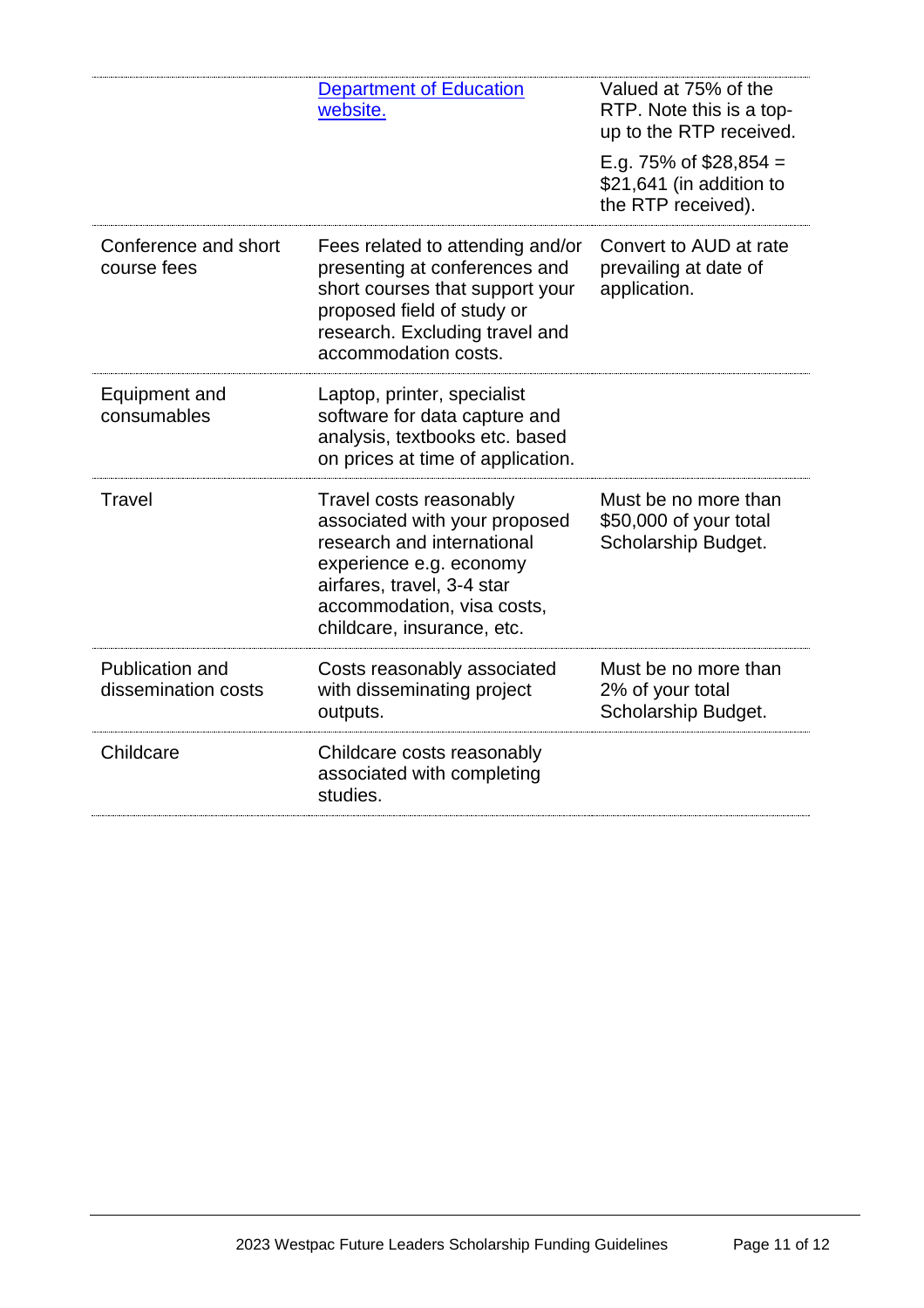|  |  |  |
|---|---|---|
|  | [Department of Education website.]() | Valued at 75% of the RTP. Note this is a top-up to the RTP received.<br><br>E.g. 75% of $28,854 = $21,641 (in addition to the RTP received). |
| Conference and short course fees | Fees related to attending and/or presenting at conferences and short courses that support your proposed field of study or research. Excluding travel and accommodation costs. | Convert to AUD at rate prevailing at date of application. |
| Equipment and consumables | Laptop, printer, specialist software for data capture and analysis, textbooks etc. based on prices at time of application. |  |
| Travel | Travel costs reasonably associated with your proposed research and international experience e.g. economy airfares, travel, 3-4 star accommodation, visa costs, childcare, insurance, etc. | Must be no more than $50,000 of your total Scholarship Budget. |
| Publication and dissemination costs | Costs reasonably associated with disseminating project outputs. | Must be no more than 2% of your total Scholarship Budget. |
| Childcare | Childcare costs reasonably associated with completing studies. |  |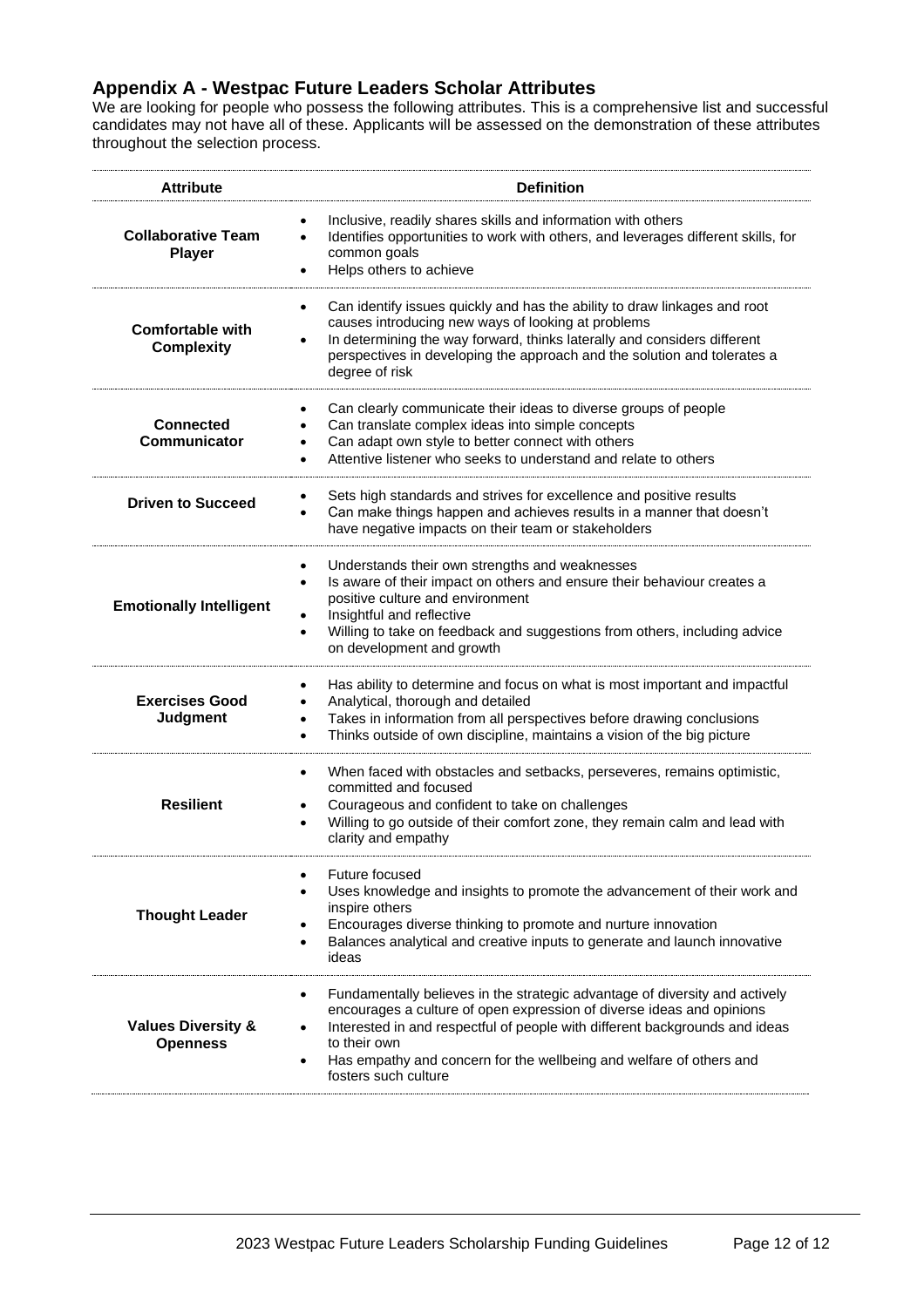## Appendix A - Westpac Future Leaders Scholar Attributes

We are looking for people who possess the following attributes. This is a comprehensive list and successful candidates may not have all of these. Applicants will be assessed on the demonstration of these attributes throughout the selection process.

| Attribute | Definition |
|---|---|
| **Collaborative Team Player** | • Inclusive, readily shares skills and information with others<br>• Identifies opportunities to work with others, and leverages different skills, for common goals<br>• Helps others to achieve |
| **Comfortable with Complexity** | • Can identify issues quickly and has the ability to draw linkages and root causes introducing new ways of looking at problems<br>• In determining the way forward, thinks laterally and considers different perspectives in developing the approach and the solution and tolerates a degree of risk |
| **Connected Communicator** | • Can clearly communicate their ideas to diverse groups of people<br>• Can translate complex ideas into simple concepts<br>• Can adapt own style to better connect with others<br>• Attentive listener who seeks to understand and relate to others |
| **Driven to Succeed** | • Sets high standards and strives for excellence and positive results<br>• Can make things happen and achieves results in a manner that doesn't have negative impacts on their team or stakeholders |
| **Emotionally Intelligent** | • Understands their own strengths and weaknesses<br>• Is aware of their impact on others and ensure their behaviour creates a positive culture and environment<br>• Insightful and reflective<br>• Willing to take on feedback and suggestions from others, including advice on development and growth |
| **Exercises Good Judgment** | • Has ability to determine and focus on what is most important and impactful<br>• Analytical, thorough and detailed<br>• Takes in information from all perspectives before drawing conclusions<br>• Thinks outside of own discipline, maintains a vision of the big picture |
| **Resilient** | • When faced with obstacles and setbacks, perseveres, remains optimistic, committed and focused<br>• Courageous and confident to take on challenges<br>• Willing to go outside of their comfort zone, they remain calm and lead with clarity and empathy |
| **Thought Leader** | • Future focused<br>• Uses knowledge and insights to promote the advancement of their work and inspire others<br>• Encourages diverse thinking to promote and nurture innovation<br>• Balances analytical and creative inputs to generate and launch innovative ideas |
| **Values Diversity & Openness** | • Fundamentally believes in the strategic advantage of diversity and actively encourages a culture of open expression of diverse ideas and opinions<br>• Interested in and respectful of people with different backgrounds and ideas to their own<br>• Has empathy and concern for the wellbeing and welfare of others and fosters such culture |